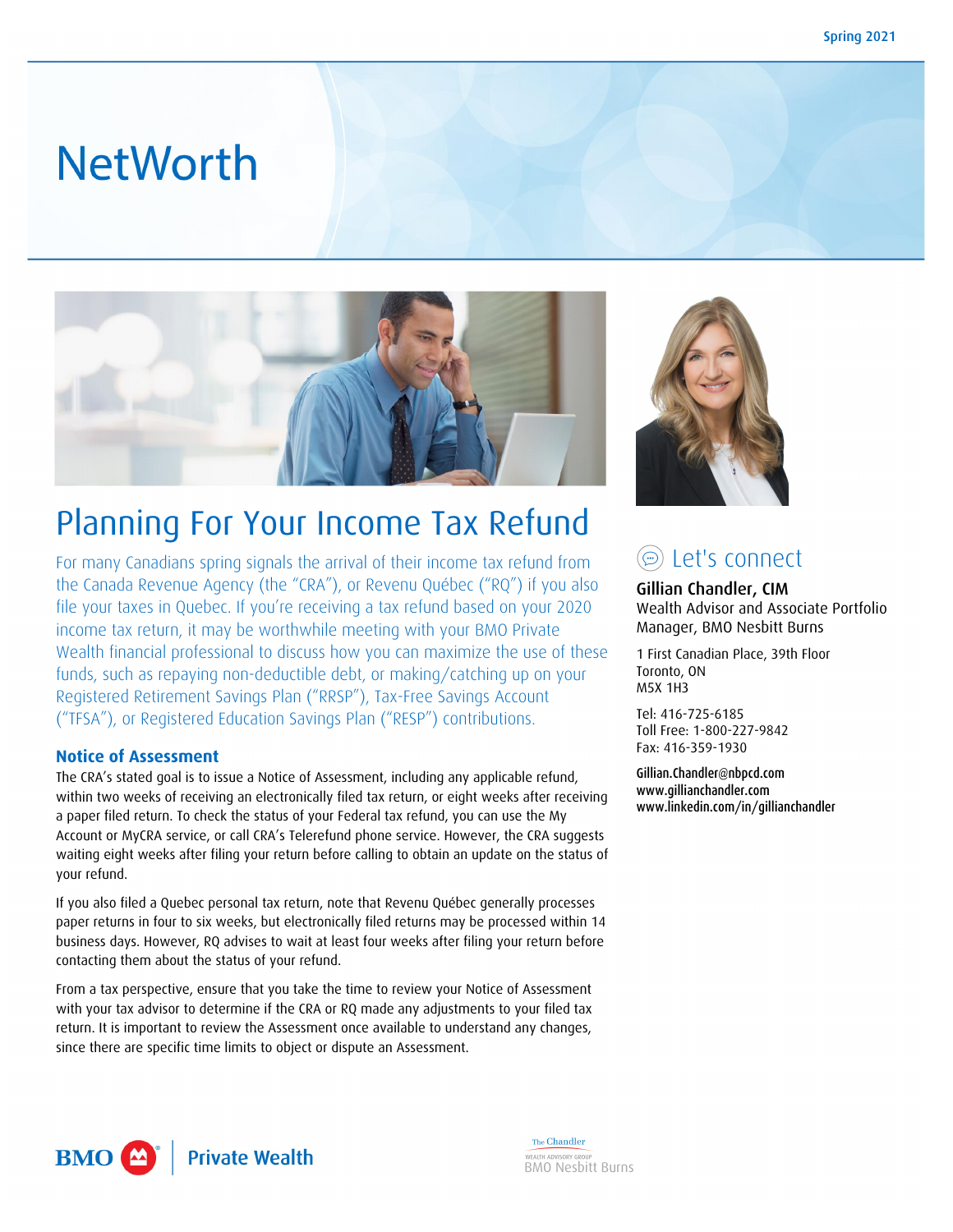Spring 2021

# NetWorth

## Planning For Your Income Tax Refund

For many Canadians spring signals the arrival of their income tax refund from the Canada Revenue Agency (the "CRA"), or Revenu Québec ("RQ") if you also file your taxes in Quebec. If you're receiving a tax refund based on your 2020 income tax return, it may be worthwhile meeting with your BMO Private Wealth financial professional to discuss how you can maximize the use of these funds, such as repaying non-deductible debt, or making/catching up on your Registered Retirement Savings Plan ("RRSP"), Tax-Free Savings Account ("TFSA"), or Registered Education Savings Plan ("RESP") contributions.

### Notice of Assessment

The CRA's stated goal is to issue a Notice of Assessment, including any applicable refund, within two weeks of receiving an electronically filed tax return, or eight weeks after receiving a paper filed return. To check the status of your Federal tax refund, you can use the My Account or MyCRA service, or call CRA's Telerefund phone service. However, the CRA suggests waiting eight weeks after filing your return before calling to obtain an update on the status of your refund.

If you also filed a Quebec personal tax return, note that Revenu Québec generally processes paper returns in four to six weeks, but electronically filed returns may be processed within 14 business days. However, RQ advises to wait at least four weeks after filing your return before contacting them about the status of your refund.

From a tax perspective, ensure that you take the time to review your Notice of Assessment with your tax advisor to determine if the CRA or RQ made any adjustments to your filed tax return. It is important to review the Assessment once available to understand any changes, since there are specific time limits to object or dispute an Assessment.

### Let's connect

**Gillian Chandler, CIM**
Wealth Advisor and Associate Portfolio Manager, BMO Nesbitt Burns

1 First Canadian Place, 39th Floor
Toronto, ON
M5X 1H3

Tel: 416-725-6185
Toll Free: 1-800-227-9842
Fax: 416-359-1930

Gillian.Chandler@nbpcd.com
www.gillianchandler.com
www.linkedin.com/in/gillianchandler

BMO Private Wealth

The Chandler Wealth Advisory Group
BMO Nesbitt Burns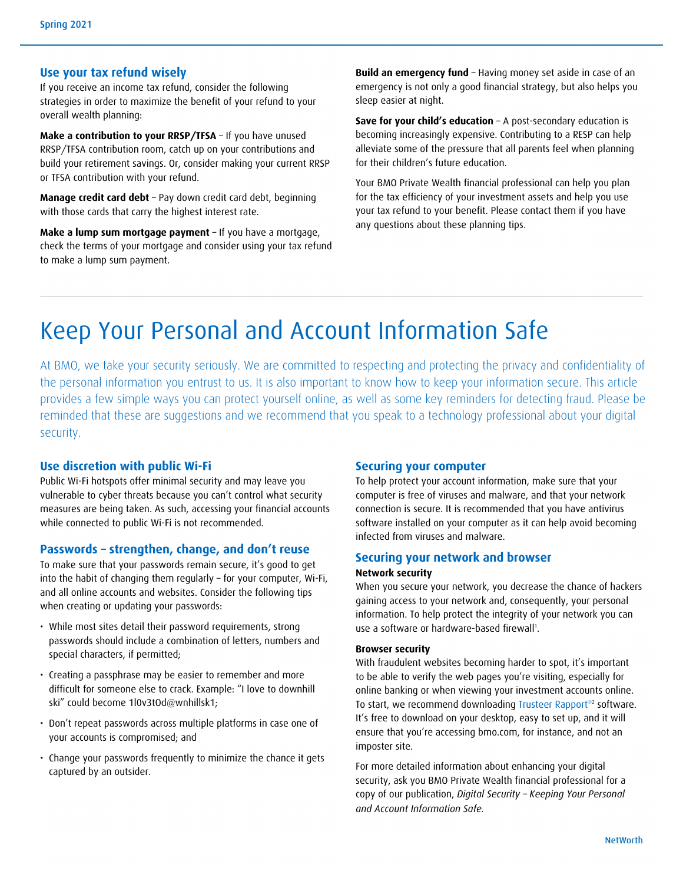## Use your tax refund wisely

If you receive an income tax refund, consider the following strategies in order to maximize the benefit of your refund to your overall wealth planning:

**Make a contribution to your RRSP/TFSA** – If you have unused RRSP/TFSA contribution room, catch up on your contributions and build your retirement savings. Or, consider making your current RRSP or TFSA contribution with your refund.

**Manage credit card debt** – Pay down credit card debt, beginning with those cards that carry the highest interest rate.

**Make a lump sum mortgage payment** – If you have a mortgage, check the terms of your mortgage and consider using your tax refund to make a lump sum payment.

**Build an emergency fund** – Having money set aside in case of an emergency is not only a good financial strategy, but also helps you sleep easier at night.

**Save for your child's education** – A post-secondary education is becoming increasingly expensive. Contributing to a RESP can help alleviate some of the pressure that all parents feel when planning for their children's future education.

Your BMO Private Wealth financial professional can help you plan for the tax efficiency of your investment assets and help you use your tax refund to your benefit. Please contact them if you have any questions about these planning tips.

# Keep Your Personal and Account Information Safe

At BMO, we take your security seriously. We are committed to respecting and protecting the privacy and confidentiality of the personal information you entrust to us. It is also important to know how to keep your information secure. This article provides a few simple ways you can protect yourself online, as well as some key reminders for detecting fraud. Please be reminded that these are suggestions and we recommend that you speak to a technology professional about your digital security.

## Use discretion with public Wi-Fi

Public Wi-Fi hotspots offer minimal security and may leave you vulnerable to cyber threats because you can't control what security measures are being taken. As such, accessing your financial accounts while connected to public Wi-Fi is not recommended.

## Passwords – strengthen, change, and don't reuse

To make sure that your passwords remain secure, it's good to get into the habit of changing them regularly – for your computer, Wi-Fi, and all online accounts and websites. Consider the following tips when creating or updating your passwords:

- While most sites detail their password requirements, strong passwords should include a combination of letters, numbers and special characters, if permitted;
- Creating a passphrase may be easier to remember and more difficult for someone else to crack. Example: "I love to downhill ski" could become 1l0v3t0d@wnhillsk1;
- Don't repeat passwords across multiple platforms in case one of your accounts is compromised; and
- Change your passwords frequently to minimize the chance it gets captured by an outsider.

## Securing your computer

To help protect your account information, make sure that your computer is free of viruses and malware, and that your network connection is secure. It is recommended that you have antivirus software installed on your computer as it can help avoid becoming infected from viruses and malware.

## Securing your network and browser

**Network security**

When you secure your network, you decrease the chance of hackers gaining access to your network and, consequently, your personal information. To help protect the integrity of your network you can use a software or hardware-based firewall[1].

**Browser security**

With fraudulent websites becoming harder to spot, it's important to be able to verify the web pages you're visiting, especially for online banking or when viewing your investment accounts online. To start, we recommend downloading Trusteer Rapport®[2] software. It's free to download on your desktop, easy to set up, and it will ensure that you're accessing bmo.com, for instance, and not an imposter site.

For more detailed information about enhancing your digital security, ask you BMO Private Wealth financial professional for a copy of our publication, *Digital Security – Keeping Your Personal and Account Information Safe.*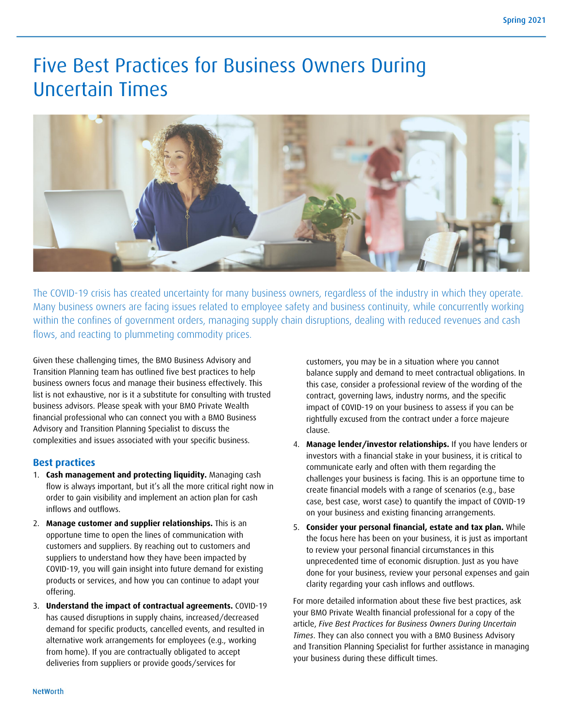# Five Best Practices for Business Owners During Uncertain Times

The COVID-19 crisis has created uncertainty for many business owners, regardless of the industry in which they operate. Many business owners are facing issues related to employee safety and business continuity, while concurrently working within the confines of government orders, managing supply chain disruptions, dealing with reduced revenues and cash flows, and reacting to plummeting commodity prices.

Given these challenging times, the BMO Business Advisory and Transition Planning team has outlined five best practices to help business owners focus and manage their business effectively. This list is not exhaustive, nor is it a substitute for consulting with trusted business advisors. Please speak with your BMO Private Wealth financial professional who can connect you with a BMO Business Advisory and Transition Planning Specialist to discuss the complexities and issues associated with your specific business.

## Best practices

1. **Cash management and protecting liquidity.** Managing cash flow is always important, but it's all the more critical right now in order to gain visibility and implement an action plan for cash inflows and outflows.
2. **Manage customer and supplier relationships.** This is an opportune time to open the lines of communication with customers and suppliers. By reaching out to customers and suppliers to understand how they have been impacted by COVID-19, you will gain insight into future demand for existing products or services, and how you can continue to adapt your offering.
3. **Understand the impact of contractual agreements.** COVID-19 has caused disruptions in supply chains, increased/decreased demand for specific products, cancelled events, and resulted in alternative work arrangements for employees (e.g., working from home). If you are contractually obligated to accept deliveries from suppliers or provide goods/services for customers, you may be in a situation where you cannot balance supply and demand to meet contractual obligations. In this case, consider a professional review of the wording of the contract, governing laws, industry norms, and the specific impact of COVID-19 on your business to assess if you can be rightfully excused from the contract under a force majeure clause.
4. **Manage lender/investor relationships.** If you have lenders or investors with a financial stake in your business, it is critical to communicate early and often with them regarding the challenges your business is facing. This is an opportune time to create financial models with a range of scenarios (e.g., base case, best case, worst case) to quantify the impact of COVID-19 on your business and existing financing arrangements.
5. **Consider your personal financial, estate and tax plan.** While the focus here has been on your business, it is just as important to review your personal financial circumstances in this unprecedented time of economic disruption. Just as you have done for your business, review your personal expenses and gain clarity regarding your cash inflows and outflows.

For more detailed information about these five best practices, ask your BMO Private Wealth financial professional for a copy of the article, *Five Best Practices for Business Owners During Uncertain Times*. They can also connect you with a BMO Business Advisory and Transition Planning Specialist for further assistance in managing your business during these difficult times.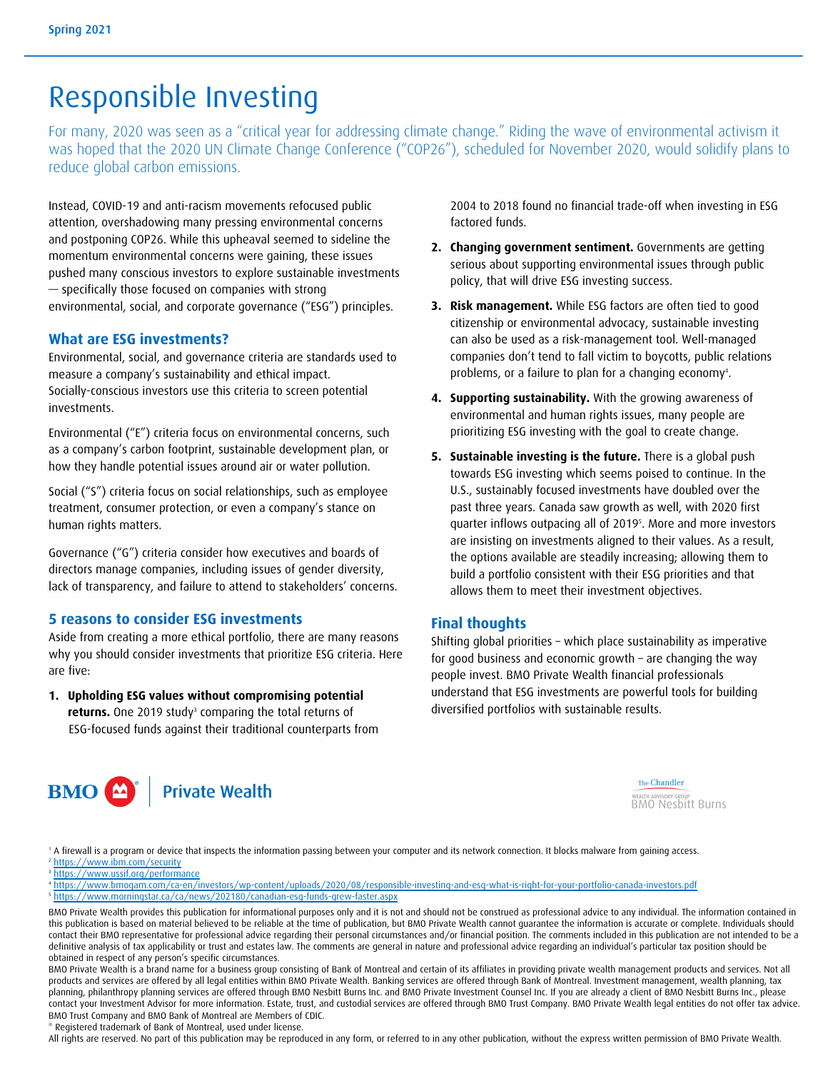# Responsible Investing

For many, 2020 was seen as a "critical year for addressing climate change." Riding the wave of environmental activism it was hoped that the 2020 UN Climate Change Conference ("COP26"), scheduled for November 2020, would solidify plans to reduce global carbon emissions.

Instead, COVID-19 and anti-racism movements refocused public attention, overshadowing many pressing environmental concerns and postponing COP26. While this upheaval seemed to sideline the momentum environmental concerns were gaining, these issues pushed many conscious investors to explore sustainable investments — specifically those focused on companies with strong environmental, social, and corporate governance ("ESG") principles.

## What are ESG investments?

Environmental, social, and governance criteria are standards used to measure a company's sustainability and ethical impact. Socially-conscious investors use this criteria to screen potential investments.

Environmental ("E") criteria focus on environmental concerns, such as a company's carbon footprint, sustainable development plan, or how they handle potential issues around air or water pollution.

Social ("S") criteria focus on social relationships, such as employee treatment, consumer protection, or even a company's stance on human rights matters.

Governance ("G") criteria consider how executives and boards of directors manage companies, including issues of gender diversity, lack of transparency, and failure to attend to stakeholders' concerns.

## 5 reasons to consider ESG investments

Aside from creating a more ethical portfolio, there are many reasons why you should consider investments that prioritize ESG criteria. Here are five:

1. **Upholding ESG values without compromising potential returns.** One 2019 study[3] comparing the total returns of ESG-focused funds against their traditional counterparts from 2004 to 2018 found no financial trade-off when investing in ESG factored funds.
2. **Changing government sentiment.** Governments are getting serious about supporting environmental issues through public policy, that will drive ESG investing success.
3. **Risk management.** While ESG factors are often tied to good citizenship or environmental advocacy, sustainable investing can also be used as a risk-management tool. Well-managed companies don't tend to fall victim to boycotts, public relations problems, or a failure to plan for a changing economy[4].
4. **Supporting sustainability.** With the growing awareness of environmental and human rights issues, many people are prioritizing ESG investing with the goal to create change.
5. **Sustainable investing is the future.** There is a global push towards ESG investing which seems poised to continue. In the U.S., sustainably focused investments have doubled over the past three years. Canada saw growth as well, with 2020 first quarter inflows outpacing all of 2019[5]. More and more investors are insisting on investments aligned to their values. As a result, the options available are steadily increasing; allowing them to build a portfolio consistent with their ESG priorities and that allows them to meet their investment objectives.

## Final thoughts

Shifting global priorities – which place sustainability as imperative for good business and economic growth – are changing the way people invest. BMO Private Wealth financial professionals understand that ESG investments are powerful tools for building diversified portfolios with sustainable results.

BMO Private Wealth

The Chandler Wealth Advisory Group
BMO Nesbitt Burns

[1] A firewall is a program or device that inspects the information passing between your computer and its network connection. It blocks malware from gaining access.
[2] https://www.ibm.com/security
[3] https://www.ussif.org/performance
[4] https://www.bmogam.com/ca-en/investors/wp-content/uploads/2020/08/responsible-investing-and-esg-what-is-right-for-your-portfolio-canada-investors.pdf
[5] https://www.morningstar.ca/ca/news/202180/canadian-esg-funds-grew-faster.aspx

BMO Private Wealth provides this publication for informational purposes only and it is not and should not be construed as professional advice to any individual. The information contained in this publication is based on material believed to be reliable at the time of publication, but BMO Private Wealth cannot guarantee the information is accurate or complete. Individuals should contact their BMO representative for professional advice regarding their personal circumstances and/or financial position. The comments included in this publication are not intended to be a definitive analysis of tax applicability or trust and estates law. The comments are general in nature and professional advice regarding an individual's particular tax position should be obtained in respect of any person's specific circumstances.

BMO Private Wealth is a brand name for a business group consisting of Bank of Montreal and certain of its affiliates in providing private wealth management products and services. Not all products and services are offered by all legal entities within BMO Private Wealth. Banking services are offered through Bank of Montreal. Investment management, wealth planning, tax planning, philanthropy planning services are offered through BMO Nesbitt Burns Inc. and BMO Private Investment Counsel Inc. If you are already a client of BMO Nesbitt Burns Inc., please contact your Investment Advisor for more information. Estate, trust, and custodial services are offered through BMO Trust Company. BMO Private Wealth legal entities do not offer tax advice. BMO Trust Company and BMO Bank of Montreal are Members of CDIC.

® Registered trademark of Bank of Montreal, used under license.

All rights are reserved. No part of this publication may be reproduced in any form, or referred to in any other publication, without the express written permission of BMO Private Wealth.